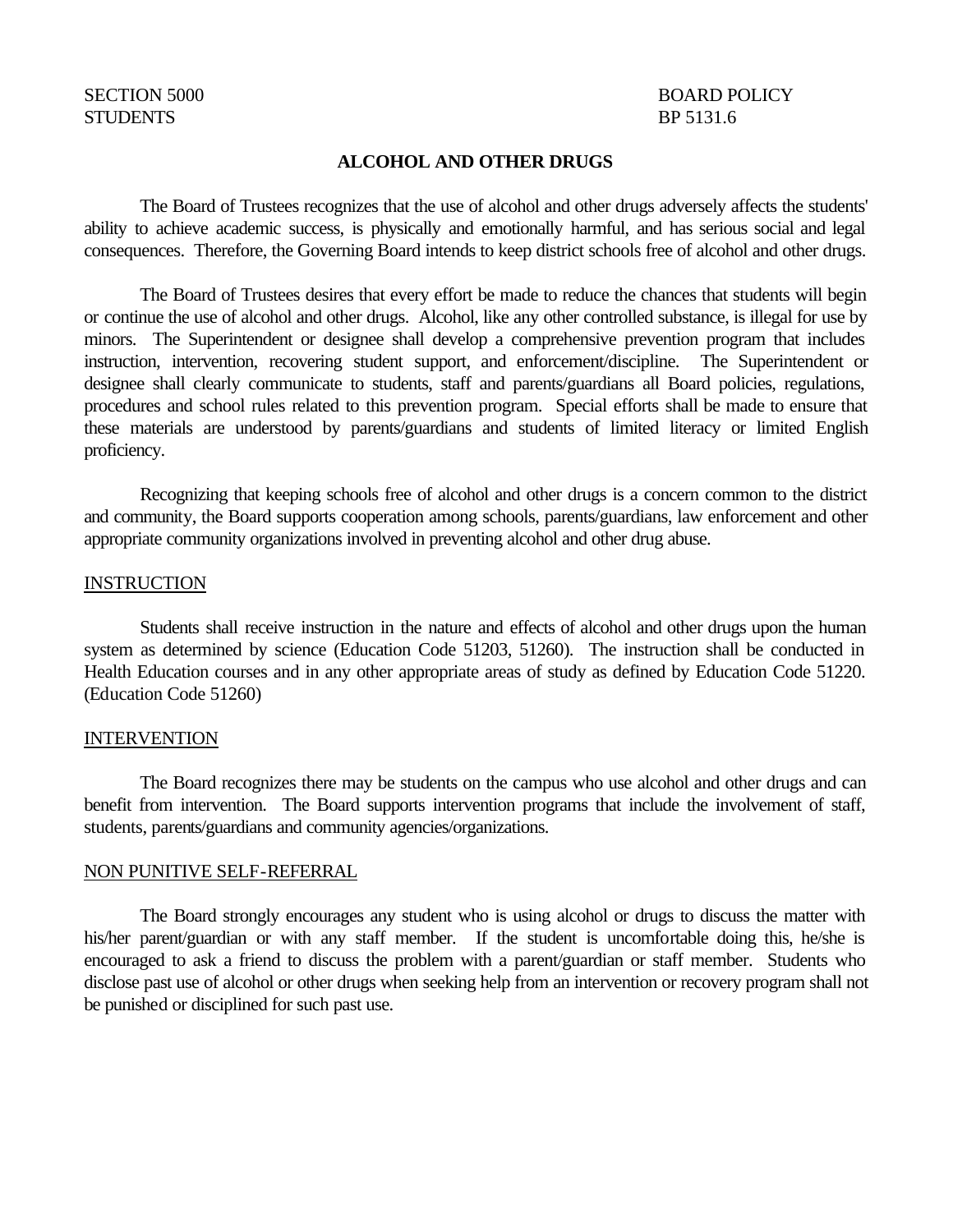SECTION 5000
STUDENTS

BOARD POLICY
BP 5131.6

# ALCOHOL AND OTHER DRUGS

The Board of Trustees recognizes that the use of alcohol and other drugs adversely affects the students' ability to achieve academic success, is physically and emotionally harmful, and has serious social and legal consequences. Therefore, the Governing Board intends to keep district schools free of alcohol and other drugs.

The Board of Trustees desires that every effort be made to reduce the chances that students will begin or continue the use of alcohol and other drugs. Alcohol, like any other controlled substance, is illegal for use by minors. The Superintendent or designee shall develop a comprehensive prevention program that includes instruction, intervention, recovering student support, and enforcement/discipline. The Superintendent or designee shall clearly communicate to students, staff and parents/guardians all Board policies, regulations, procedures and school rules related to this prevention program. Special efforts shall be made to ensure that these materials are understood by parents/guardians and students of limited literacy or limited English proficiency.

Recognizing that keeping schools free of alcohol and other drugs is a concern common to the district and community, the Board supports cooperation among schools, parents/guardians, law enforcement and other appropriate community organizations involved in preventing alcohol and other drug abuse.

## INSTRUCTION

Students shall receive instruction in the nature and effects of alcohol and other drugs upon the human system as determined by science (Education Code 51203, 51260). The instruction shall be conducted in Health Education courses and in any other appropriate areas of study as defined by Education Code 51220. (Education Code 51260)

## INTERVENTION

The Board recognizes there may be students on the campus who use alcohol and other drugs and can benefit from intervention. The Board supports intervention programs that include the involvement of staff, students, parents/guardians and community agencies/organizations.

## NON PUNITIVE SELF-REFERRAL

The Board strongly encourages any student who is using alcohol or drugs to discuss the matter with his/her parent/guardian or with any staff member. If the student is uncomfortable doing this, he/she is encouraged to ask a friend to discuss the problem with a parent/guardian or staff member. Students who disclose past use of alcohol or other drugs when seeking help from an intervention or recovery program shall not be punished or disciplined for such past use.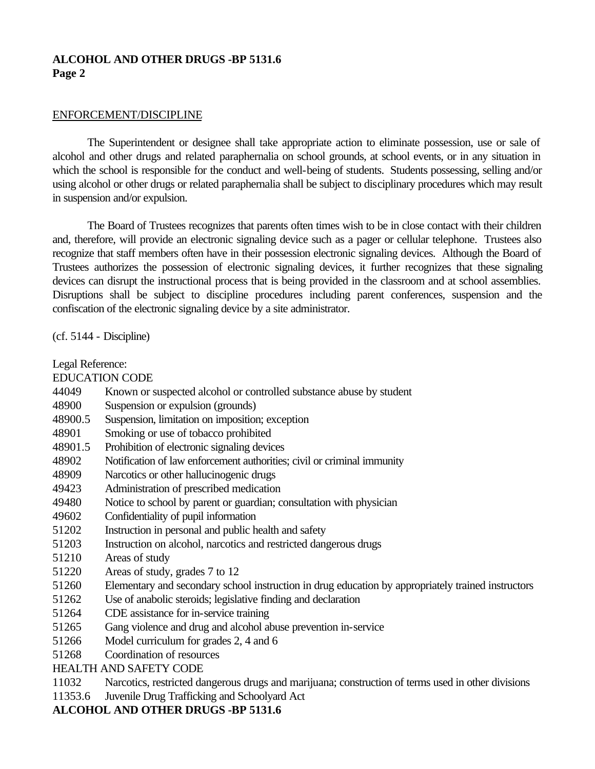## ENFORCEMENT/DISCIPLINE

The Superintendent or designee shall take appropriate action to eliminate possession, use or sale of alcohol and other drugs and related paraphernalia on school grounds, at school events, or in any situation in which the school is responsible for the conduct and well-being of students. Students possessing, selling and/or using alcohol or other drugs or related paraphernalia shall be subject to disciplinary procedures which may result in suspension and/or expulsion.

The Board of Trustees recognizes that parents often times wish to be in close contact with their children and, therefore, will provide an electronic signaling device such as a pager or cellular telephone. Trustees also recognize that staff members often have in their possession electronic signaling devices. Although the Board of Trustees authorizes the possession of electronic signaling devices, it further recognizes that these signaling devices can disrupt the instructional process that is being provided in the classroom and at school assemblies. Disruptions shall be subject to discipline procedures including parent conferences, suspension and the confiscation of the electronic signaling device by a site administrator.

(cf. 5144 - Discipline)

Legal Reference:
EDUCATION CODE
44049 Known or suspected alcohol or controlled substance abuse by student
48900 Suspension or expulsion (grounds)
48900.5 Suspension, limitation on imposition; exception
48901 Smoking or use of tobacco prohibited
48901.5 Prohibition of electronic signaling devices
48902 Notification of law enforcement authorities; civil or criminal immunity
48909 Narcotics or other hallucinogenic drugs
49423 Administration of prescribed medication
49480 Notice to school by parent or guardian; consultation with physician
49602 Confidentiality of pupil information
51202 Instruction in personal and public health and safety
51203 Instruction on alcohol, narcotics and restricted dangerous drugs
51210 Areas of study
51220 Areas of study, grades 7 to 12
51260 Elementary and secondary school instruction in drug education by appropriately trained instructors
51262 Use of anabolic steroids; legislative finding and declaration
51264 CDE assistance for in-service training
51265 Gang violence and drug and alcohol abuse prevention in-service
51266 Model curriculum for grades 2, 4 and 6
51268 Coordination of resources
HEALTH AND SAFETY CODE
11032 Narcotics, restricted dangerous drugs and marijuana; construction of terms used in other divisions
11353.6 Juvenile Drug Trafficking and Schoolyard Act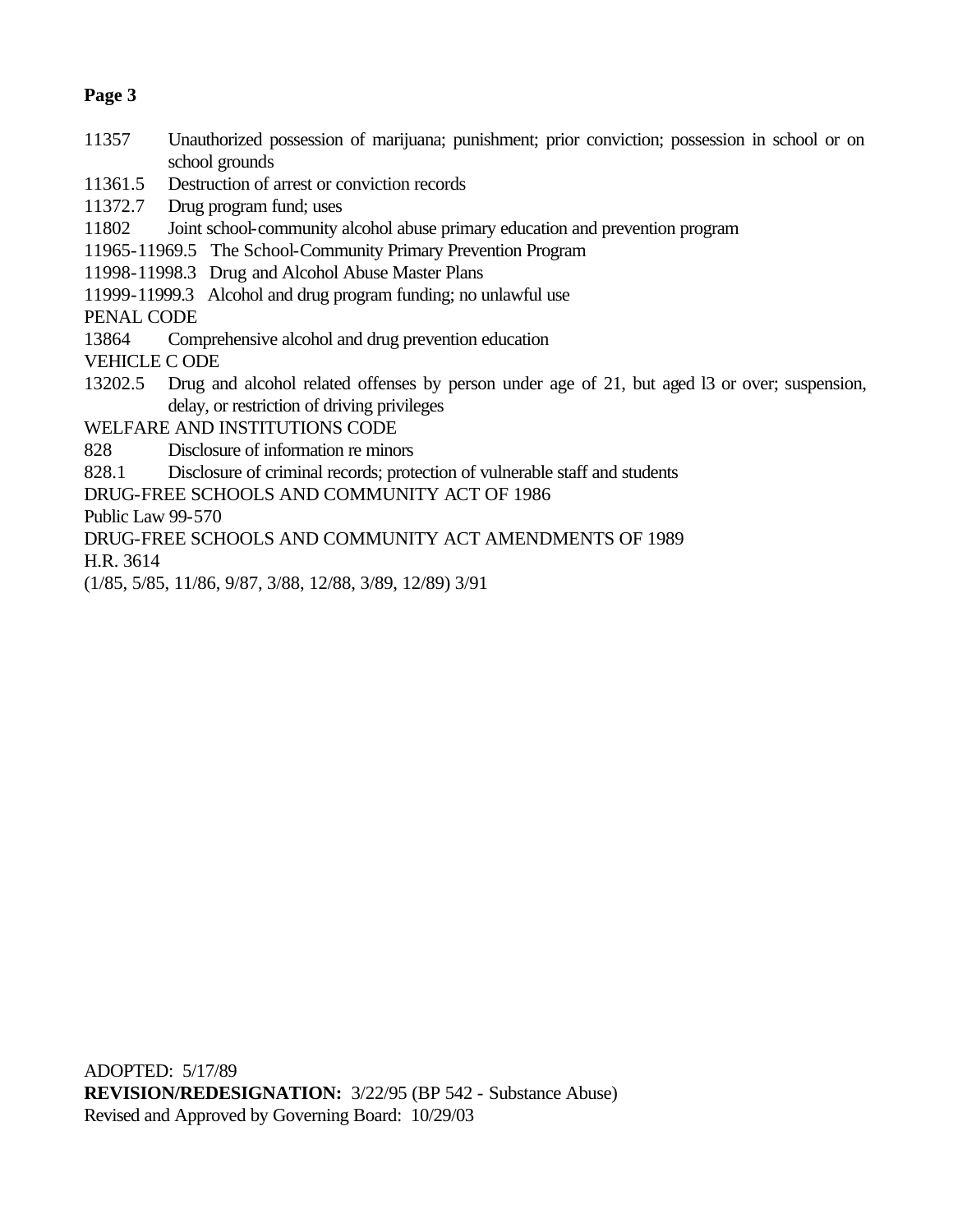**Page 3**

11357 Unauthorized possession of marijuana; punishment; prior conviction; possession in school or on school grounds

11361.5 Destruction of arrest or conviction records

11372.7 Drug program fund; uses

11802 Joint school-community alcohol abuse primary education and prevention program

11965-11969.5 The School-Community Primary Prevention Program

11998-11998.3 Drug and Alcohol Abuse Master Plans

11999-11999.3 Alcohol and drug program funding; no unlawful use

PENAL CODE

13864 Comprehensive alcohol and drug prevention education

VEHICLE C ODE

13202.5 Drug and alcohol related offenses by person under age of 21, but aged l3 or over; suspension, delay, or restriction of driving privileges

WELFARE AND INSTITUTIONS CODE

828 Disclosure of information re minors

828.1 Disclosure of criminal records; protection of vulnerable staff and students

DRUG-FREE SCHOOLS AND COMMUNITY ACT OF 1986

Public Law 99-570

DRUG-FREE SCHOOLS AND COMMUNITY ACT AMENDMENTS OF 1989

H.R. 3614

(1/85, 5/85, 11/86, 9/87, 3/88, 12/88, 3/89, 12/89) 3/91

ADOPTED: 5/17/89

**REVISION/REDESIGNATION:** 3/22/95 (BP 542 - Substance Abuse)

Revised and Approved by Governing Board: 10/29/03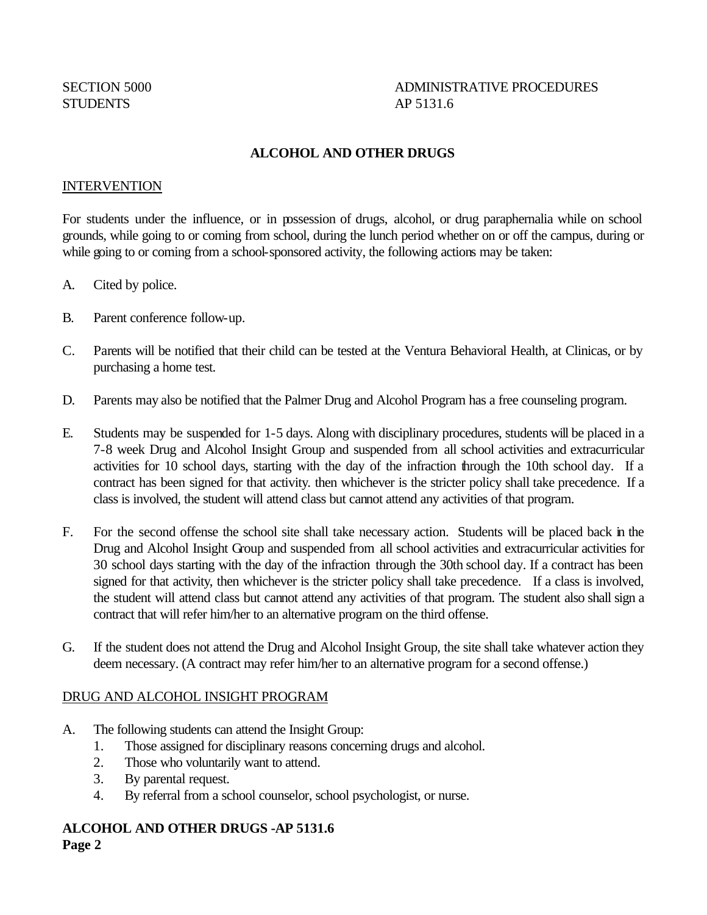SECTION 5000 ADMINISTRATIVE PROCEDURES
STUDENTS AP 5131.6

## ALCOHOL AND OTHER DRUGS

### INTERVENTION

For students under the influence, or in possession of drugs, alcohol, or drug paraphernalia while on school grounds, while going to or coming from school, during the lunch period whether on or off the campus, during or while going to or coming from a school-sponsored activity, the following actions may be taken:

A. Cited by police.

B. Parent conference follow-up.

C. Parents will be notified that their child can be tested at the Ventura Behavioral Health, at Clinicas, or by purchasing a home test.

D. Parents may also be notified that the Palmer Drug and Alcohol Program has a free counseling program.

E. Students may be suspended for 1-5 days. Along with disciplinary procedures, students will be placed in a 7-8 week Drug and Alcohol Insight Group and suspended from all school activities and extracurricular activities for 10 school days, starting with the day of the infraction through the 10th school day. If a contract has been signed for that activity. then whichever is the stricter policy shall take precedence. If a class is involved, the student will attend class but cannot attend any activities of that program.

F. For the second offense the school site shall take necessary action. Students will be placed back in the Drug and Alcohol Insight Group and suspended from all school activities and extracurricular activities for 30 school days starting with the day of the infraction through the 30th school day. If a contract has been signed for that activity, then whichever is the stricter policy shall take precedence. If a class is involved, the student will attend class but cannot attend any activities of that program. The student also shall sign a contract that will refer him/her to an alternative program on the third offense.

G. If the student does not attend the Drug and Alcohol Insight Group, the site shall take whatever action they deem necessary. (A contract may refer him/her to an alternative program for a second offense.)

### DRUG AND ALCOHOL INSIGHT PROGRAM

A. The following students can attend the Insight Group:
   1. Those assigned for disciplinary reasons concerning drugs and alcohol.
   2. Those who voluntarily want to attend.
   3. By parental request.
   4. By referral from a school counselor, school psychologist, or nurse.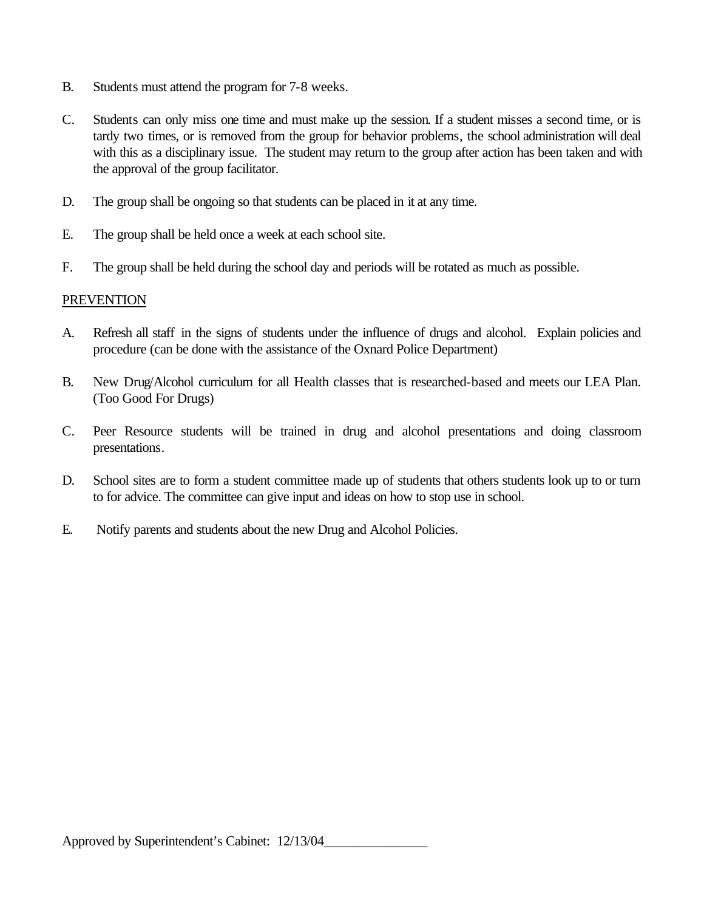B. Students must attend the program for 7-8 weeks.

C. Students can only miss one time and must make up the session. If a student misses a second time, or is tardy two times, or is removed from the group for behavior problems, the school administration will deal with this as a disciplinary issue. The student may return to the group after action has been taken and with the approval of the group facilitator.

D. The group shall be ongoing so that students can be placed in it at any time.

E. The group shall be held once a week at each school site.

F. The group shall be held during the school day and periods will be rotated as much as possible.

<u>PREVENTION</u>

A. Refresh all staff in the signs of students under the influence of drugs and alcohol. Explain policies and procedure (can be done with the assistance of the Oxnard Police Department)

B. New Drug/Alcohol curriculum for all Health classes that is researched-based and meets our LEA Plan. (Too Good For Drugs)

C. Peer Resource students will be trained in drug and alcohol presentations and doing classroom presentations.

D. School sites are to form a student committee made up of students that others students look up to or turn to for advice. The committee can give input and ideas on how to stop use in school.

E. Notify parents and students about the new Drug and Alcohol Policies.

Approved by Superintendent's Cabinet: 12/13/04_______________